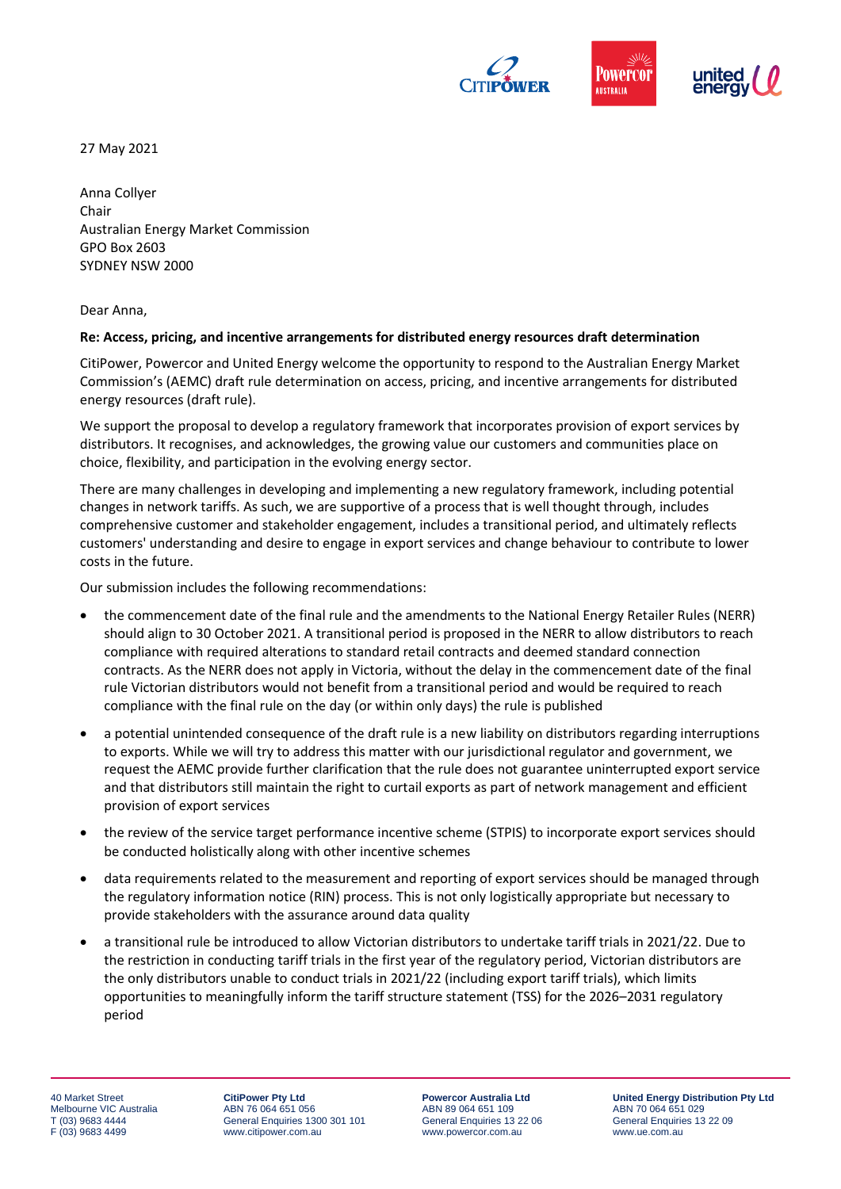27 May 2021

Anna Collyer
Chair
Australian Energy Market Commission
GPO Box 2603
SYDNEY NSW 2000

Dear Anna,

**Re: Access, pricing, and incentive arrangements for distributed energy resources draft determination**

CitiPower, Powercor and United Energy welcome the opportunity to respond to the Australian Energy Market Commission's (AEMC) draft rule determination on access, pricing, and incentive arrangements for distributed energy resources (draft rule).

We support the proposal to develop a regulatory framework that incorporates provision of export services by distributors. It recognises, and acknowledges, the growing value our customers and communities place on choice, flexibility, and participation in the evolving energy sector.

There are many challenges in developing and implementing a new regulatory framework, including potential changes in network tariffs. As such, we are supportive of a process that is well thought through, includes comprehensive customer and stakeholder engagement, includes a transitional period, and ultimately reflects customers' understanding and desire to engage in export services and change behaviour to contribute to lower costs in the future.

Our submission includes the following recommendations:

- the commencement date of the final rule and the amendments to the National Energy Retailer Rules (NERR) should align to 30 October 2021. A transitional period is proposed in the NERR to allow distributors to reach compliance with required alterations to standard retail contracts and deemed standard connection contracts. As the NERR does not apply in Victoria, without the delay in the commencement date of the final rule Victorian distributors would not benefit from a transitional period and would be required to reach compliance with the final rule on the day (or within only days) the rule is published
- a potential unintended consequence of the draft rule is a new liability on distributors regarding interruptions to exports. While we will try to address this matter with our jurisdictional regulator and government, we request the AEMC provide further clarification that the rule does not guarantee uninterrupted export service and that distributors still maintain the right to curtail exports as part of network management and efficient provision of export services
- the review of the service target performance incentive scheme (STPIS) to incorporate export services should be conducted holistically along with other incentive schemes
- data requirements related to the measurement and reporting of export services should be managed through the regulatory information notice (RIN) process. This is not only logistically appropriate but necessary to provide stakeholders with the assurance around data quality
- a transitional rule be introduced to allow Victorian distributors to undertake tariff trials in 2021/22. Due to the restriction in conducting tariff trials in the first year of the regulatory period, Victorian distributors are the only distributors unable to conduct trials in 2021/22 (including export tariff trials), which limits opportunities to meaningfully inform the tariff structure statement (TSS) for the 2026–2031 regulatory period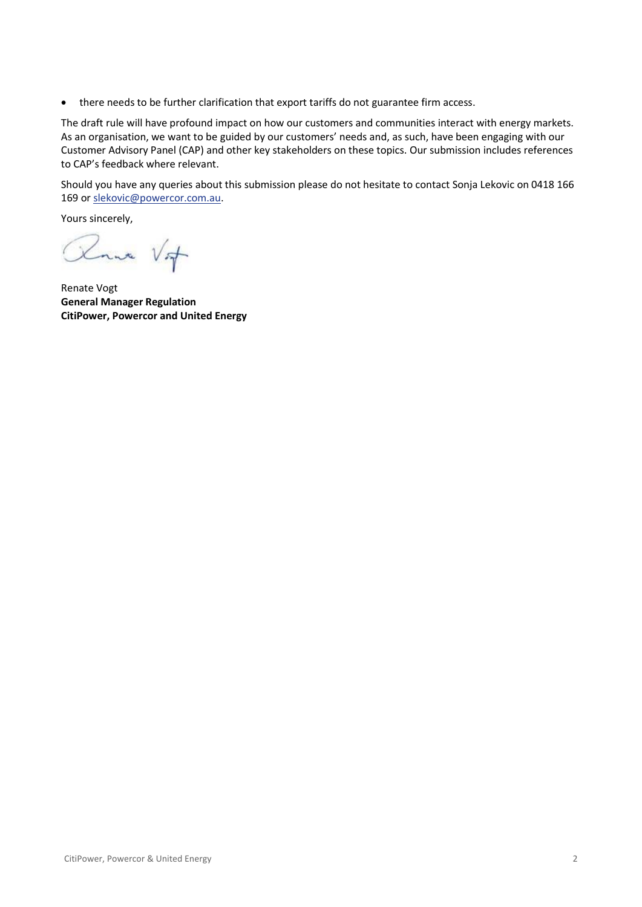- there needs to be further clarification that export tariffs do not guarantee firm access.

The draft rule will have profound impact on how our customers and communities interact with energy markets. As an organisation, we want to be guided by our customers' needs and, as such, have been engaging with our Customer Advisory Panel (CAP) and other key stakeholders on these topics. Our submission includes references to CAP's feedback where relevant.

Should you have any queries about this submission please do not hesitate to contact Sonja Lekovic on 0418 166 169 or slekovic@powercor.com.au.

Yours sincerely,

Renate Vogt
**General Manager Regulation**
**CitiPower, Powercor and United Energy**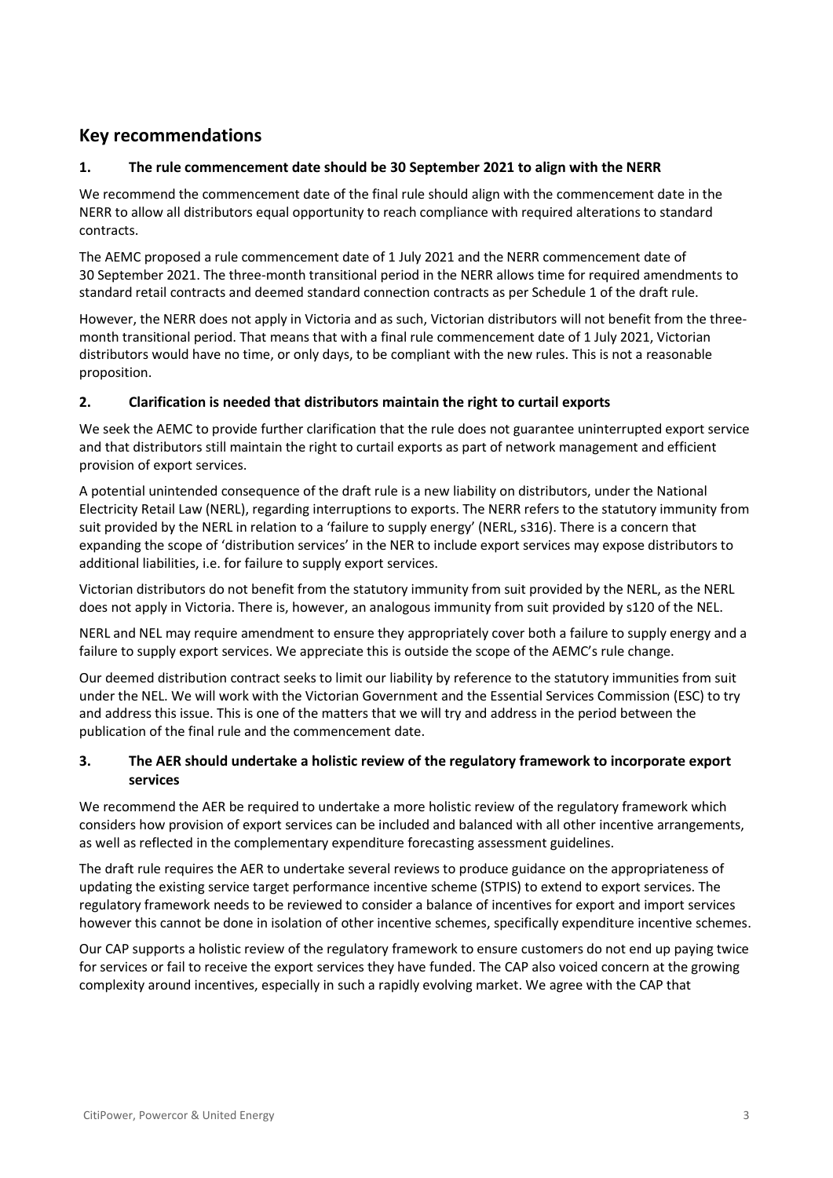## Key recommendations

### 1. The rule commencement date should be 30 September 2021 to align with the NERR

We recommend the commencement date of the final rule should align with the commencement date in the NERR to allow all distributors equal opportunity to reach compliance with required alterations to standard contracts.

The AEMC proposed a rule commencement date of 1 July 2021 and the NERR commencement date of 30 September 2021. The three-month transitional period in the NERR allows time for required amendments to standard retail contracts and deemed standard connection contracts as per Schedule 1 of the draft rule.

However, the NERR does not apply in Victoria and as such, Victorian distributors will not benefit from the three-month transitional period. That means that with a final rule commencement date of 1 July 2021, Victorian distributors would have no time, or only days, to be compliant with the new rules. This is not a reasonable proposition.

### 2. Clarification is needed that distributors maintain the right to curtail exports

We seek the AEMC to provide further clarification that the rule does not guarantee uninterrupted export service and that distributors still maintain the right to curtail exports as part of network management and efficient provision of export services.

A potential unintended consequence of the draft rule is a new liability on distributors, under the National Electricity Retail Law (NERL), regarding interruptions to exports. The NERR refers to the statutory immunity from suit provided by the NERL in relation to a 'failure to supply energy' (NERL, s316). There is a concern that expanding the scope of 'distribution services' in the NER to include export services may expose distributors to additional liabilities, i.e. for failure to supply export services.

Victorian distributors do not benefit from the statutory immunity from suit provided by the NERL, as the NERL does not apply in Victoria. There is, however, an analogous immunity from suit provided by s120 of the NEL.

NERL and NEL may require amendment to ensure they appropriately cover both a failure to supply energy and a failure to supply export services. We appreciate this is outside the scope of the AEMC's rule change.

Our deemed distribution contract seeks to limit our liability by reference to the statutory immunities from suit under the NEL. We will work with the Victorian Government and the Essential Services Commission (ESC) to try and address this issue. This is one of the matters that we will try and address in the period between the publication of the final rule and the commencement date.

### 3. The AER should undertake a holistic review of the regulatory framework to incorporate export services

We recommend the AER be required to undertake a more holistic review of the regulatory framework which considers how provision of export services can be included and balanced with all other incentive arrangements, as well as reflected in the complementary expenditure forecasting assessment guidelines.

The draft rule requires the AER to undertake several reviews to produce guidance on the appropriateness of updating the existing service target performance incentive scheme (STPIS) to extend to export services. The regulatory framework needs to be reviewed to consider a balance of incentives for export and import services however this cannot be done in isolation of other incentive schemes, specifically expenditure incentive schemes.

Our CAP supports a holistic review of the regulatory framework to ensure customers do not end up paying twice for services or fail to receive the export services they have funded. The CAP also voiced concern at the growing complexity around incentives, especially in such a rapidly evolving market. We agree with the CAP that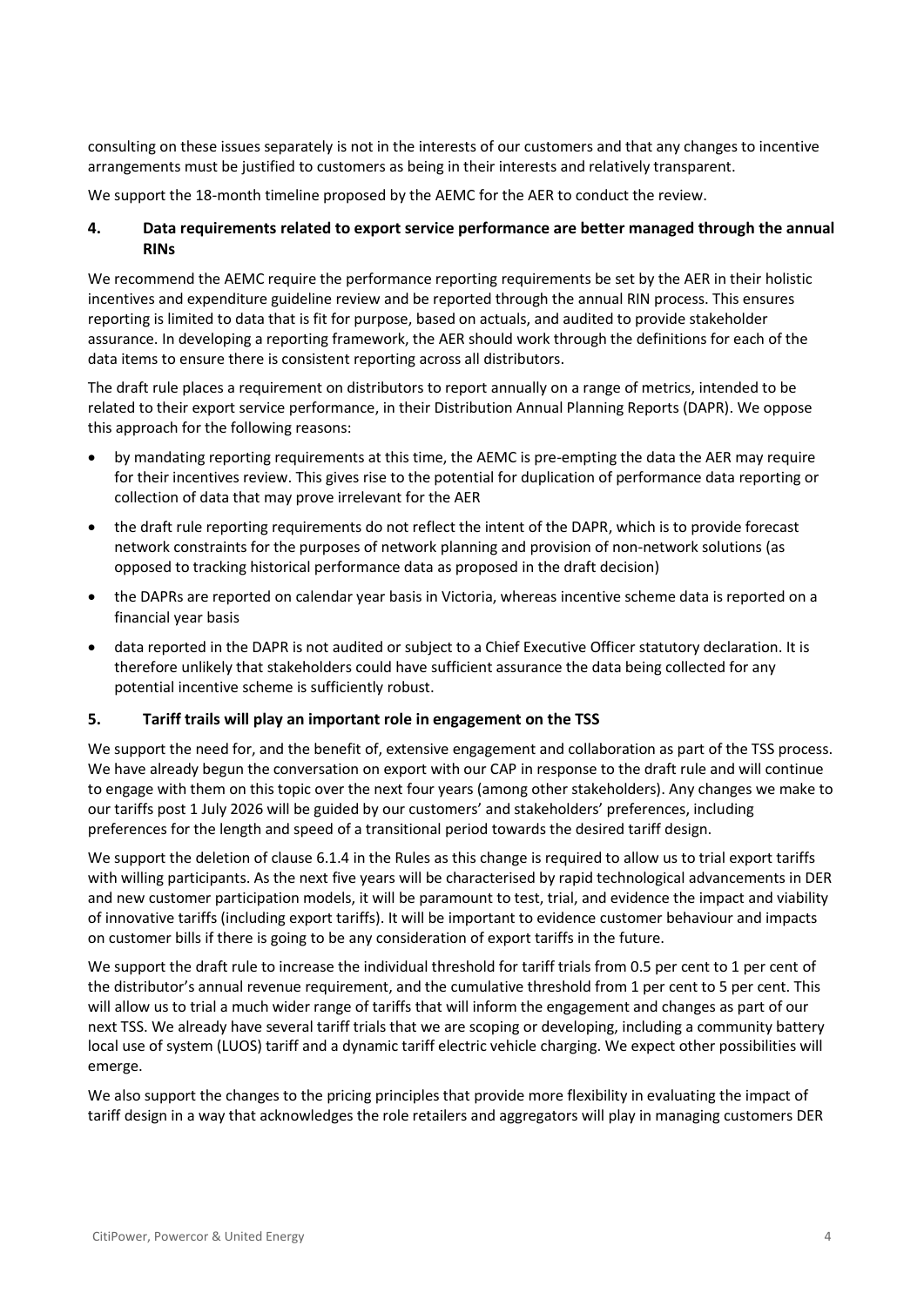consulting on these issues separately is not in the interests of our customers and that any changes to incentive arrangements must be justified to customers as being in their interests and relatively transparent.

We support the 18-month timeline proposed by the AEMC for the AER to conduct the review.

## 4. Data requirements related to export service performance are better managed through the annual RINs

We recommend the AEMC require the performance reporting requirements be set by the AER in their holistic incentives and expenditure guideline review and be reported through the annual RIN process. This ensures reporting is limited to data that is fit for purpose, based on actuals, and audited to provide stakeholder assurance. In developing a reporting framework, the AER should work through the definitions for each of the data items to ensure there is consistent reporting across all distributors.

The draft rule places a requirement on distributors to report annually on a range of metrics, intended to be related to their export service performance, in their Distribution Annual Planning Reports (DAPR). We oppose this approach for the following reasons:

- by mandating reporting requirements at this time, the AEMC is pre-empting the data the AER may require for their incentives review. This gives rise to the potential for duplication of performance data reporting or collection of data that may prove irrelevant for the AER
- the draft rule reporting requirements do not reflect the intent of the DAPR, which is to provide forecast network constraints for the purposes of network planning and provision of non-network solutions (as opposed to tracking historical performance data as proposed in the draft decision)
- the DAPRs are reported on calendar year basis in Victoria, whereas incentive scheme data is reported on a financial year basis
- data reported in the DAPR is not audited or subject to a Chief Executive Officer statutory declaration. It is therefore unlikely that stakeholders could have sufficient assurance the data being collected for any potential incentive scheme is sufficiently robust.

## 5. Tariff trails will play an important role in engagement on the TSS

We support the need for, and the benefit of, extensive engagement and collaboration as part of the TSS process. We have already begun the conversation on export with our CAP in response to the draft rule and will continue to engage with them on this topic over the next four years (among other stakeholders). Any changes we make to our tariffs post 1 July 2026 will be guided by our customers' and stakeholders' preferences, including preferences for the length and speed of a transitional period towards the desired tariff design.

We support the deletion of clause 6.1.4 in the Rules as this change is required to allow us to trial export tariffs with willing participants. As the next five years will be characterised by rapid technological advancements in DER and new customer participation models, it will be paramount to test, trial, and evidence the impact and viability of innovative tariffs (including export tariffs). It will be important to evidence customer behaviour and impacts on customer bills if there is going to be any consideration of export tariffs in the future.

We support the draft rule to increase the individual threshold for tariff trials from 0.5 per cent to 1 per cent of the distributor's annual revenue requirement, and the cumulative threshold from 1 per cent to 5 per cent. This will allow us to trial a much wider range of tariffs that will inform the engagement and changes as part of our next TSS. We already have several tariff trials that we are scoping or developing, including a community battery local use of system (LUOS) tariff and a dynamic tariff electric vehicle charging. We expect other possibilities will emerge.

We also support the changes to the pricing principles that provide more flexibility in evaluating the impact of tariff design in a way that acknowledges the role retailers and aggregators will play in managing customers DER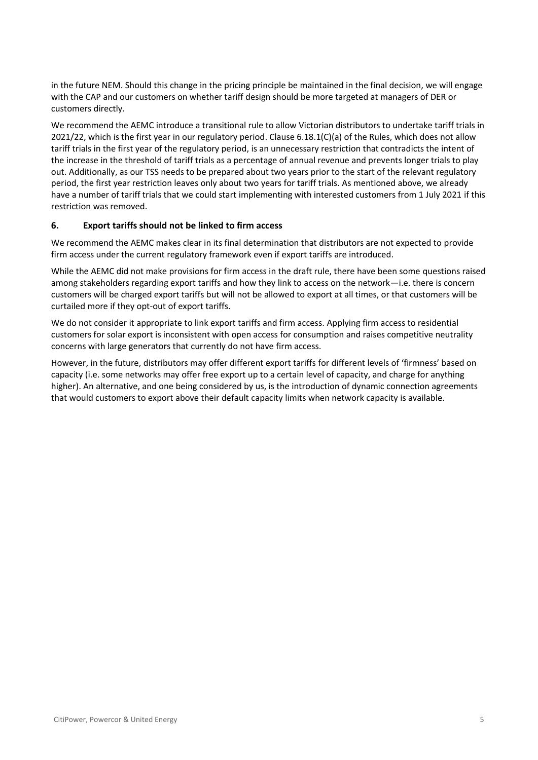in the future NEM. Should this change in the pricing principle be maintained in the final decision, we will engage with the CAP and our customers on whether tariff design should be more targeted at managers of DER or customers directly.

We recommend the AEMC introduce a transitional rule to allow Victorian distributors to undertake tariff trials in 2021/22, which is the first year in our regulatory period. Clause 6.18.1(C)(a) of the Rules, which does not allow tariff trials in the first year of the regulatory period, is an unnecessary restriction that contradicts the intent of the increase in the threshold of tariff trials as a percentage of annual revenue and prevents longer trials to play out. Additionally, as our TSS needs to be prepared about two years prior to the start of the relevant regulatory period, the first year restriction leaves only about two years for tariff trials. As mentioned above, we already have a number of tariff trials that we could start implementing with interested customers from 1 July 2021 if this restriction was removed.

## 6. Export tariffs should not be linked to firm access

We recommend the AEMC makes clear in its final determination that distributors are not expected to provide firm access under the current regulatory framework even if export tariffs are introduced.

While the AEMC did not make provisions for firm access in the draft rule, there have been some questions raised among stakeholders regarding export tariffs and how they link to access on the network—i.e. there is concern customers will be charged export tariffs but will not be allowed to export at all times, or that customers will be curtailed more if they opt-out of export tariffs.

We do not consider it appropriate to link export tariffs and firm access. Applying firm access to residential customers for solar export is inconsistent with open access for consumption and raises competitive neutrality concerns with large generators that currently do not have firm access.

However, in the future, distributors may offer different export tariffs for different levels of 'firmness' based on capacity (i.e. some networks may offer free export up to a certain level of capacity, and charge for anything higher). An alternative, and one being considered by us, is the introduction of dynamic connection agreements that would customers to export above their default capacity limits when network capacity is available.